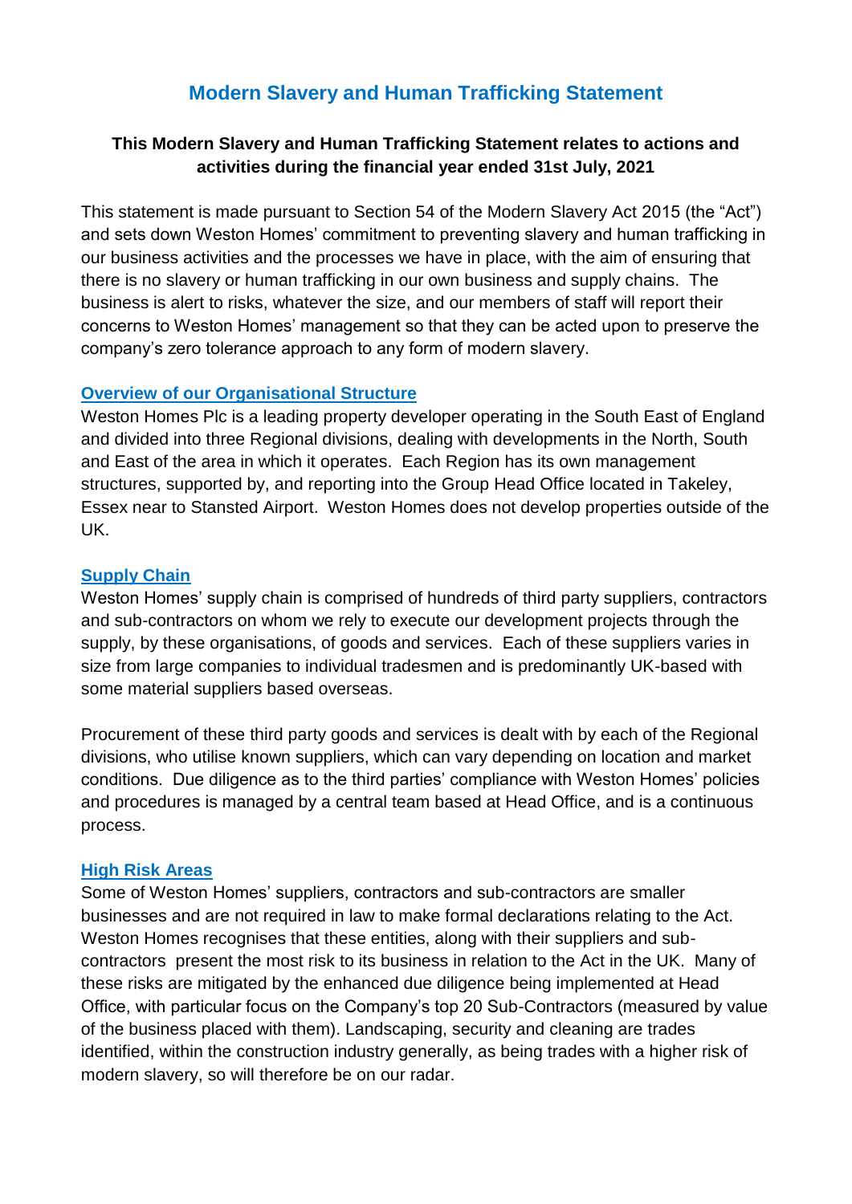# Modern Slavery and Human Trafficking Statement

**This Modern Slavery and Human Trafficking Statement relates to actions and activities during the financial year ended 31st July, 2021**

This statement is made pursuant to Section 54 of the Modern Slavery Act 2015 (the "Act") and sets down Weston Homes' commitment to preventing slavery and human trafficking in our business activities and the processes we have in place, with the aim of ensuring that there is no slavery or human trafficking in our own business and supply chains. The business is alert to risks, whatever the size, and our members of staff will report their concerns to Weston Homes' management so that they can be acted upon to preserve the company's zero tolerance approach to any form of modern slavery.

## Overview of our Organisational Structure

Weston Homes Plc is a leading property developer operating in the South East of England and divided into three Regional divisions, dealing with developments in the North, South and East of the area in which it operates. Each Region has its own management structures, supported by, and reporting into the Group Head Office located in Takeley, Essex near to Stansted Airport. Weston Homes does not develop properties outside of the UK.

## Supply Chain

Weston Homes' supply chain is comprised of hundreds of third party suppliers, contractors and sub-contractors on whom we rely to execute our development projects through the supply, by these organisations, of goods and services. Each of these suppliers varies in size from large companies to individual tradesmen and is predominantly UK-based with some material suppliers based overseas.

Procurement of these third party goods and services is dealt with by each of the Regional divisions, who utilise known suppliers, which can vary depending on location and market conditions. Due diligence as to the third parties' compliance with Weston Homes' policies and procedures is managed by a central team based at Head Office, and is a continuous process.

## High Risk Areas

Some of Weston Homes' suppliers, contractors and sub-contractors are smaller businesses and are not required in law to make formal declarations relating to the Act. Weston Homes recognises that these entities, along with their suppliers and sub-contractors present the most risk to its business in relation to the Act in the UK. Many of these risks are mitigated by the enhanced due diligence being implemented at Head Office, with particular focus on the Company's top 20 Sub-Contractors (measured by value of the business placed with them). Landscaping, security and cleaning are trades identified, within the construction industry generally, as being trades with a higher risk of modern slavery, so will therefore be on our radar.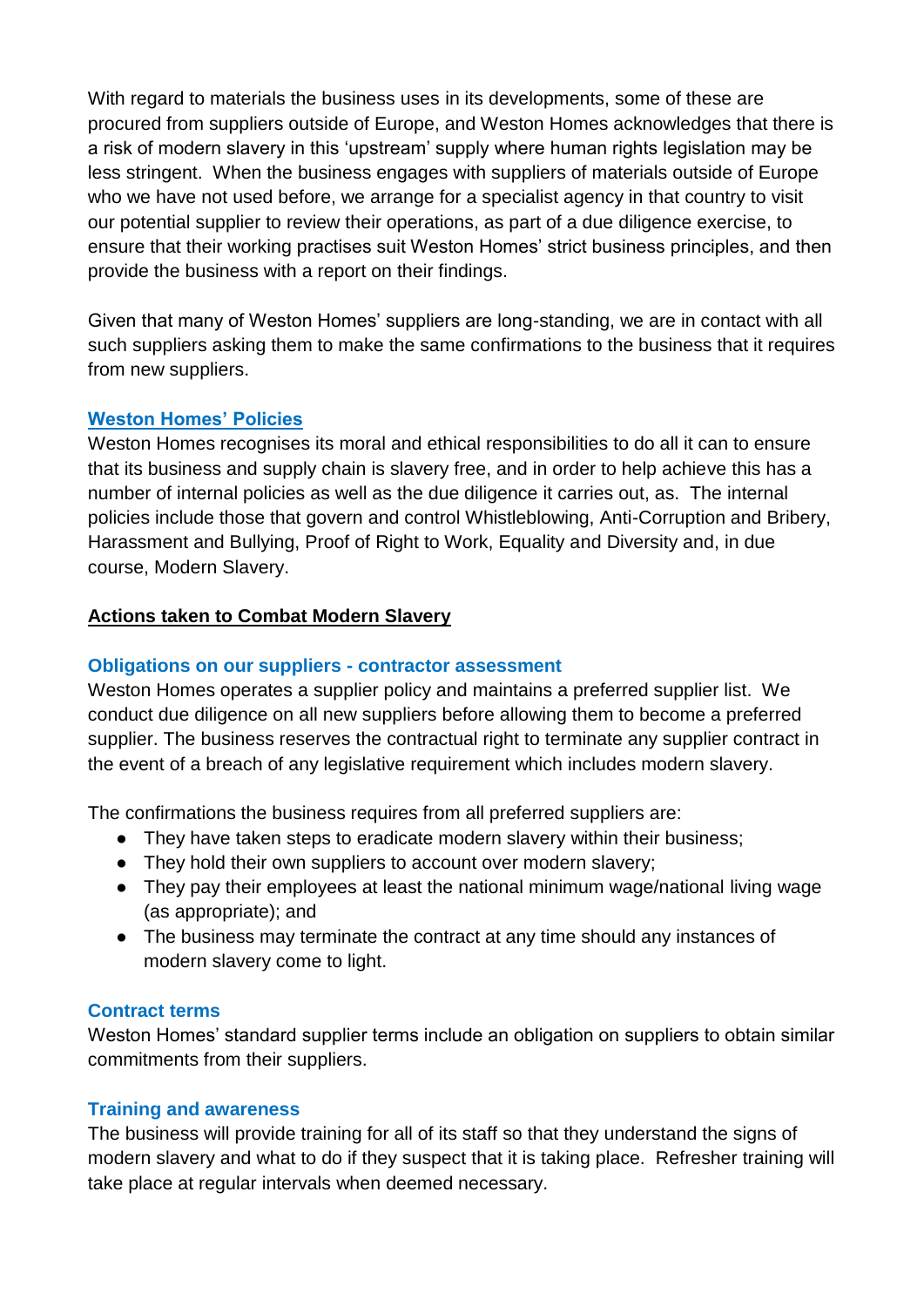With regard to materials the business uses in its developments, some of these are procured from suppliers outside of Europe, and Weston Homes acknowledges that there is a risk of modern slavery in this 'upstream' supply where human rights legislation may be less stringent. When the business engages with suppliers of materials outside of Europe who we have not used before, we arrange for a specialist agency in that country to visit our potential supplier to review their operations, as part of a due diligence exercise, to ensure that their working practises suit Weston Homes' strict business principles, and then provide the business with a report on their findings.

Given that many of Weston Homes' suppliers are long-standing, we are in contact with all such suppliers asking them to make the same confirmations to the business that it requires from new suppliers.

### Weston Homes' Policies

Weston Homes recognises its moral and ethical responsibilities to do all it can to ensure that its business and supply chain is slavery free, and in order to help achieve this has a number of internal policies as well as the due diligence it carries out, as. The internal policies include those that govern and control Whistleblowing, Anti-Corruption and Bribery, Harassment and Bullying, Proof of Right to Work, Equality and Diversity and, in due course, Modern Slavery.

## Actions taken to Combat Modern Slavery

### Obligations on our suppliers - contractor assessment

Weston Homes operates a supplier policy and maintains a preferred supplier list. We conduct due diligence on all new suppliers before allowing them to become a preferred supplier. The business reserves the contractual right to terminate any supplier contract in the event of a breach of any legislative requirement which includes modern slavery.

The confirmations the business requires from all preferred suppliers are:

- They have taken steps to eradicate modern slavery within their business;
- They hold their own suppliers to account over modern slavery;
- They pay their employees at least the national minimum wage/national living wage (as appropriate); and
- The business may terminate the contract at any time should any instances of modern slavery come to light.

### Contract terms

Weston Homes' standard supplier terms include an obligation on suppliers to obtain similar commitments from their suppliers.

### Training and awareness

The business will provide training for all of its staff so that they understand the signs of modern slavery and what to do if they suspect that it is taking place. Refresher training will take place at regular intervals when deemed necessary.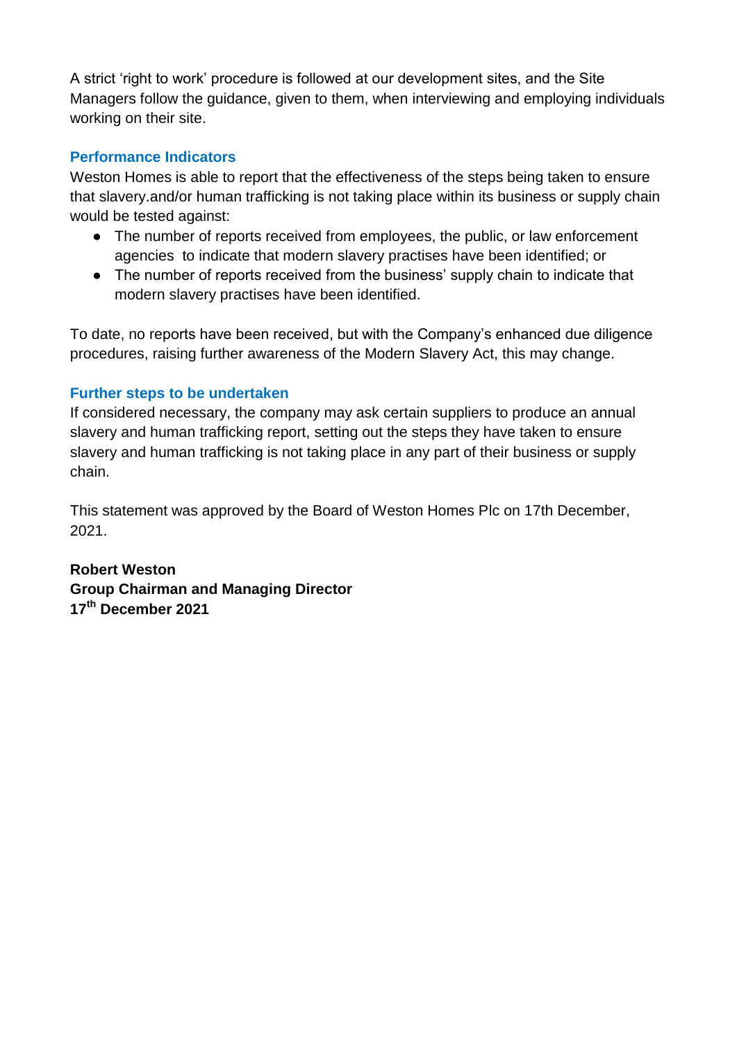A strict 'right to work' procedure is followed at our development sites, and the Site Managers follow the guidance, given to them, when interviewing and employing individuals working on their site.

### Performance Indicators

Weston Homes is able to report that the effectiveness of the steps being taken to ensure that slavery.and/or human trafficking is not taking place within its business or supply chain would be tested against:

- The number of reports received from employees, the public, or law enforcement agencies  to indicate that modern slavery practises have been identified; or
- The number of reports received from the business' supply chain to indicate that modern slavery practises have been identified.

To date, no reports have been received, but with the Company's enhanced due diligence procedures, raising further awareness of the Modern Slavery Act, this may change.

### Further steps to be undertaken

If considered necessary, the company may ask certain suppliers to produce an annual slavery and human trafficking report, setting out the steps they have taken to ensure slavery and human trafficking is not taking place in any part of their business or supply chain.

This statement was approved by the Board of Weston Homes Plc on 17th December, 2021.

**Robert Weston**
**Group Chairman and Managing Director**
**17th December 2021**